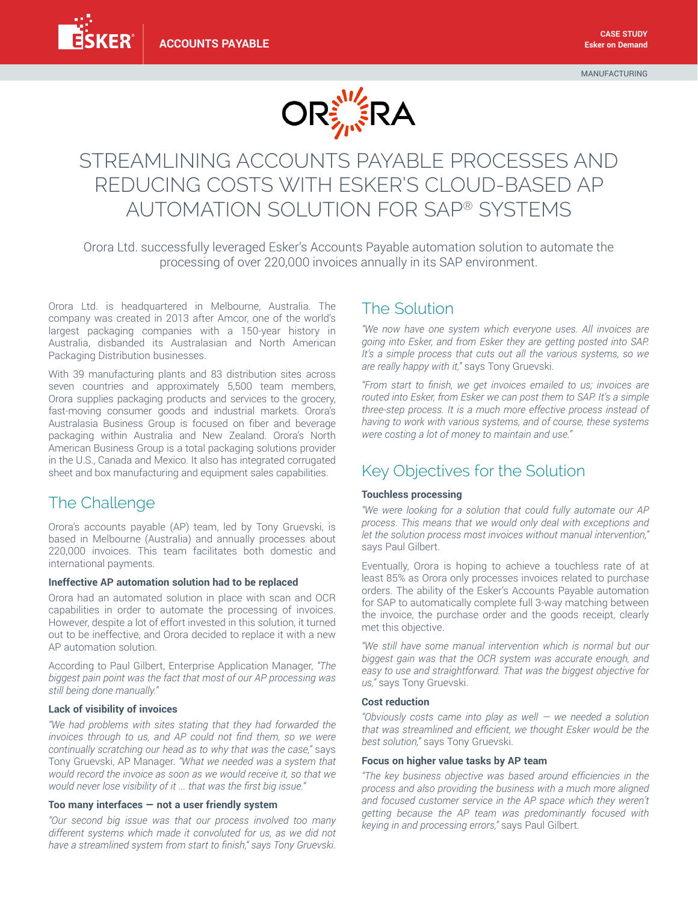ESKER | ACCOUNTS PAYABLE

CASE STUDY
Esker on Demand

MANUFACTURING

ORORA

# STREAMLINING ACCOUNTS PAYABLE PROCESSES AND REDUCING COSTS WITH ESKER'S CLOUD-BASED AP AUTOMATION SOLUTION FOR SAP® SYSTEMS

Orora Ltd. successfully leveraged Esker's Accounts Payable automation solution to automate the processing of over 220,000 invoices annually in its SAP environment.

Orora Ltd. is headquartered in Melbourne, Australia. The company was created in 2013 after Amcor, one of the world's largest packaging companies with a 150-year history in Australia, disbanded its Australasian and North American Packaging Distribution businesses.

With 39 manufacturing plants and 83 distribution sites across seven countries and approximately 5,500 team members, Orora supplies packaging products and services to the grocery, fast-moving consumer goods and industrial markets. Orora's Australasia Business Group is focused on fiber and beverage packaging within Australia and New Zealand. Orora's North American Business Group is a total packaging solutions provider in the U.S., Canada and Mexico. It also has integrated corrugated sheet and box manufacturing and equipment sales capabilities.

## The Challenge

Orora's accounts payable (AP) team, led by Tony Gruevski, is based in Melbourne (Australia) and annually processes about 220,000 invoices. This team facilitates both domestic and international payments.

### Ineffective AP automation solution had to be replaced

Orora had an automated solution in place with scan and OCR capabilities in order to automate the processing of invoices. However, despite a lot of effort invested in this solution, it turned out to be ineffective, and Orora decided to replace it with a new AP automation solution.

According to Paul Gilbert, Enterprise Application Manager, *"The biggest pain point was the fact that most of our AP processing was still being done manually."*

### Lack of visibility of invoices

*"We had problems with sites stating that they had forwarded the invoices through to us, and AP could not find them, so we were continually scratching our head as to why that was the case,"* says Tony Gruevski, AP Manager. *"What we needed was a system that would record the invoice as soon as we would receive it, so that we would never lose visibility of it ... that was the first big issue."*

### Too many interfaces — not a user friendly system

*"Our second big issue was that our process involved too many different systems which made it convoluted for us, as we did not have a streamlined system from start to finish," says Tony Gruevski.*

## The Solution

*"We now have one system which everyone uses. All invoices are going into Esker, and from Esker they are getting posted into SAP. It's a simple process that cuts out all the various systems, so we are really happy with it,"* says Tony Gruevski.

*"From start to finish, we get invoices emailed to us; invoices are routed into Esker, from Esker we can post them to SAP. It's a simple three-step process. It is a much more effective process instead of having to work with various systems, and of course, these systems were costing a lot of money to maintain and use."*

## Key Objectives for the Solution

### Touchless processing

*"We were looking for a solution that could fully automate our AP process. This means that we would only deal with exceptions and let the solution process most invoices without manual intervention,"* says Paul Gilbert.

Eventually, Orora is hoping to achieve a touchless rate of at least 85% as Orora only processes invoices related to purchase orders. The ability of the Esker's Accounts Payable automation for SAP to automatically complete full 3-way matching between the invoice, the purchase order and the goods receipt, clearly met this objective.

*"We still have some manual intervention which is normal but our biggest gain was that the OCR system was accurate enough, and easy to use and straightforward. That was the biggest objective for us,"* says Tony Gruevski.

### Cost reduction

*"Obviously costs came into play as well — we needed a solution that was streamlined and efficient, we thought Esker would be the best solution,"* says Tony Gruevski.

### Focus on higher value tasks by AP team

*"The key business objective was based around efficiencies in the process and also providing the business with a much more aligned and focused customer service in the AP space which they weren't getting because the AP team was predominantly focused with keying in and processing errors,"* says Paul Gilbert.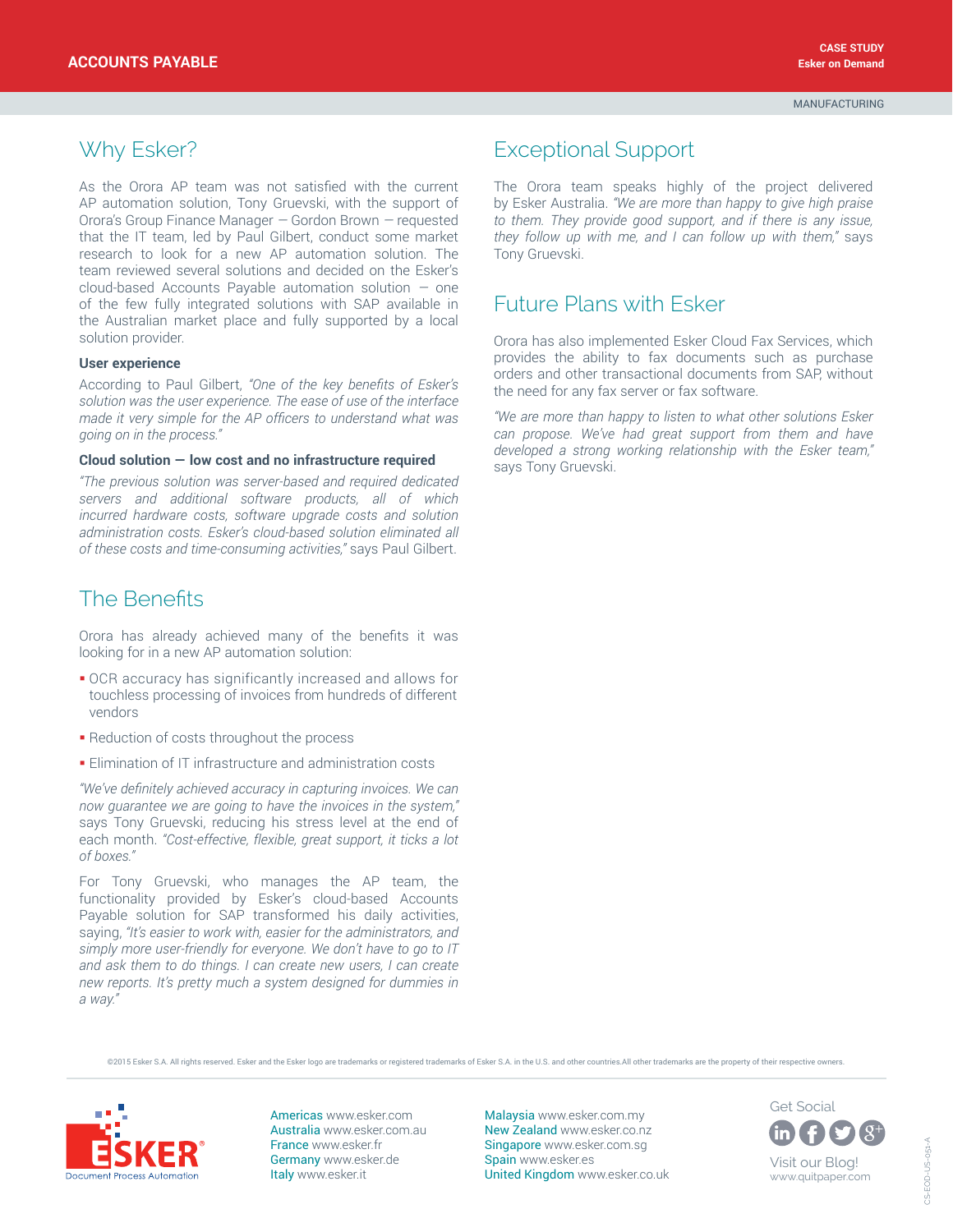## Why Esker?

As the Orora AP team was not satisfied with the current AP automation solution, Tony Gruevski, with the support of Orora's Group Finance Manager — Gordon Brown — requested that the IT team, led by Paul Gilbert, conduct some market research to look for a new AP automation solution. The team reviewed several solutions and decided on the Esker's cloud-based Accounts Payable automation solution — one of the few fully integrated solutions with SAP available in the Australian market place and fully supported by a local solution provider.

### User experience

According to Paul Gilbert, *"One of the key benefits of Esker's solution was the user experience. The ease of use of the interface made it very simple for the AP officers to understand what was going on in the process."*

### Cloud solution — low cost and no infrastructure required

*"The previous solution was server-based and required dedicated servers and additional software products, all of which incurred hardware costs, software upgrade costs and solution administration costs. Esker's cloud-based solution eliminated all of these costs and time-consuming activities,"* says Paul Gilbert.

## The Benefits

Orora has already achieved many of the benefits it was looking for in a new AP automation solution:

- OCR accuracy has significantly increased and allows for touchless processing of invoices from hundreds of different vendors
- Reduction of costs throughout the process
- Elimination of IT infrastructure and administration costs

*"We've definitely achieved accuracy in capturing invoices. We can now guarantee we are going to have the invoices in the system,"* says Tony Gruevski, reducing his stress level at the end of each month. *"Cost-effective, flexible, great support, it ticks a lot of boxes."*

For Tony Gruevski, who manages the AP team, the functionality provided by Esker's cloud-based Accounts Payable solution for SAP transformed his daily activities, saying, *"It's easier to work with, easier for the administrators, and simply more user-friendly for everyone. We don't have to go to IT and ask them to do things. I can create new users, I can create new reports. It's pretty much a system designed for dummies in a way."*

## Exceptional Support

The Orora team speaks highly of the project delivered by Esker Australia. *"We are more than happy to give high praise to them. They provide good support, and if there is any issue, they follow up with me, and I can follow up with them,"* says Tony Gruevski.

## Future Plans with Esker

Orora has also implemented Esker Cloud Fax Services, which provides the ability to fax documents such as purchase orders and other transactional documents from SAP, without the need for any fax server or fax software.

*"We are more than happy to listen to what other solutions Esker can propose. We've had great support from them and have developed a strong working relationship with the Esker team,"* says Tony Gruevski.

©2015 Esker S.A. All rights reserved. Esker and the Esker logo are trademarks or registered trademarks of Esker S.A. in the U.S. and other countries.All other trademarks are the property of their respective owners.

ESKER Document Process Automation

Americas www.esker.com
Australia www.esker.com.au
France www.esker.fr
Germany www.esker.de
Italy www.esker.it

Malaysia www.esker.com.my
New Zealand www.esker.co.nz
Singapore www.esker.com.sg
Spain www.esker.es
United Kingdom www.esker.co.uk

Get Social

Visit our Blog!
www.quitpaper.com

CS-EOD-US-051-A